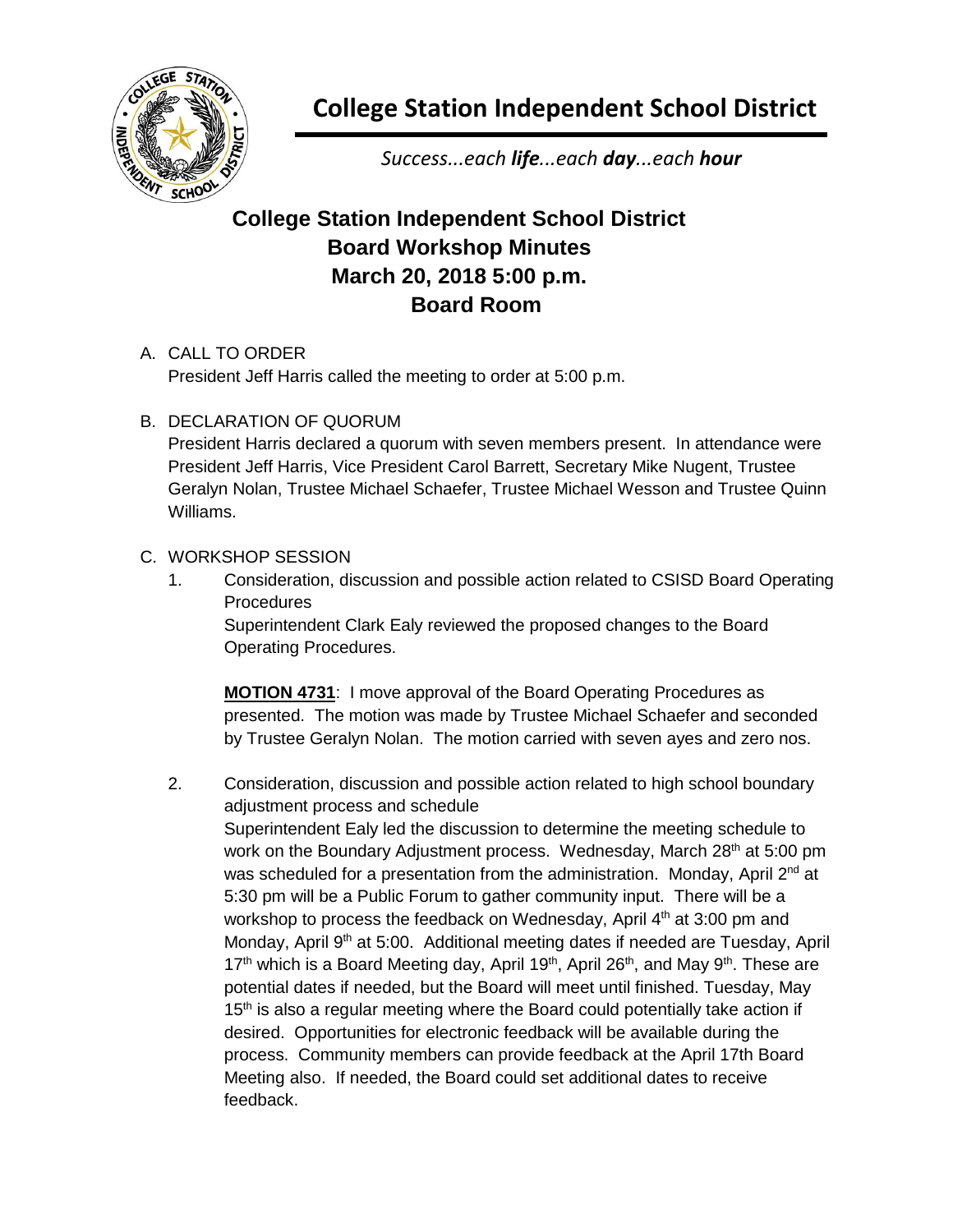# College Station Independent School District

*Success...each **life**...each **day**...each **hour***

## College Station Independent School District
## Board Workshop Minutes
## March 20, 2018 5:00 p.m.
## Board Room

A. CALL TO ORDER

President Jeff Harris called the meeting to order at 5:00 p.m.

B. DECLARATION OF QUORUM

President Harris declared a quorum with seven members present. In attendance were President Jeff Harris, Vice President Carol Barrett, Secretary Mike Nugent, Trustee Geralyn Nolan, Trustee Michael Schaefer, Trustee Michael Wesson and Trustee Quinn Williams.

C. WORKSHOP SESSION

1. Consideration, discussion and possible action related to CSISD Board Operating Procedures

   Superintendent Clark Ealy reviewed the proposed changes to the Board Operating Procedures.

   **MOTION 4731**: I move approval of the Board Operating Procedures as presented. The motion was made by Trustee Michael Schaefer and seconded by Trustee Geralyn Nolan. The motion carried with seven ayes and zero nos.

2. Consideration, discussion and possible action related to high school boundary adjustment process and schedule

   Superintendent Ealy led the discussion to determine the meeting schedule to work on the Boundary Adjustment process. Wednesday, March 28th at 5:00 pm was scheduled for a presentation from the administration. Monday, April 2nd at 5:30 pm will be a Public Forum to gather community input. There will be a workshop to process the feedback on Wednesday, April 4th at 3:00 pm and Monday, April 9th at 5:00. Additional meeting dates if needed are Tuesday, April 17th which is a Board Meeting day, April 19th, April 26th, and May 9th. These are potential dates if needed, but the Board will meet until finished. Tuesday, May 15th is also a regular meeting where the Board could potentially take action if desired. Opportunities for electronic feedback will be available during the process. Community members can provide feedback at the April 17th Board Meeting also. If needed, the Board could set additional dates to receive feedback.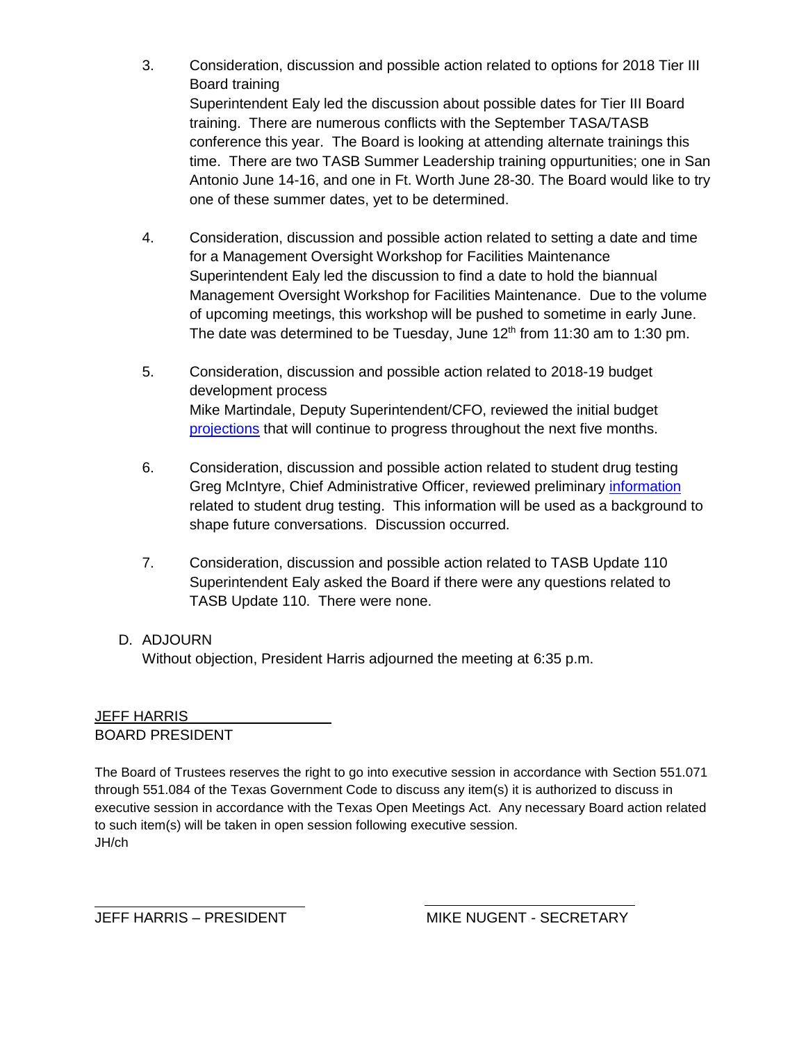3. Consideration, discussion and possible action related to options for 2018 Tier III Board training
   Superintendent Ealy led the discussion about possible dates for Tier III Board training. There are numerous conflicts with the September TASA/TASB conference this year. The Board is looking at attending alternate trainings this time. There are two TASB Summer Leadership training oppurtunities; one in San Antonio June 14-16, and one in Ft. Worth June 28-30. The Board would like to try one of these summer dates, yet to be determined.

4. Consideration, discussion and possible action related to setting a date and time for a Management Oversight Workshop for Facilities Maintenance
   Superintendent Ealy led the discussion to find a date to hold the biannual Management Oversight Workshop for Facilities Maintenance. Due to the volume of upcoming meetings, this workshop will be pushed to sometime in early June. The date was determined to be Tuesday, June 12th from 11:30 am to 1:30 pm.

5. Consideration, discussion and possible action related to 2018-19 budget development process
   Mike Martindale, Deputy Superintendent/CFO, reviewed the initial budget projections that will continue to progress throughout the next five months.

6. Consideration, discussion and possible action related to student drug testing
   Greg McIntyre, Chief Administrative Officer, reviewed preliminary information related to student drug testing. This information will be used as a background to shape future conversations. Discussion occurred.

7. Consideration, discussion and possible action related to TASB Update 110
   Superintendent Ealy asked the Board if there were any questions related to TASB Update 110. There were none.

D. ADJOURN
   Without objection, President Harris adjourned the meeting at 6:35 p.m.

JEFF HARRIS
BOARD PRESIDENT

The Board of Trustees reserves the right to go into executive session in accordance with Section 551.071 through 551.084 of the Texas Government Code to discuss any item(s) it is authorized to discuss in executive session in accordance with the Texas Open Meetings Act. Any necessary Board action related to such item(s) will be taken in open session following executive session.
JH/ch

JEFF HARRIS – PRESIDENT

MIKE NUGENT - SECRETARY